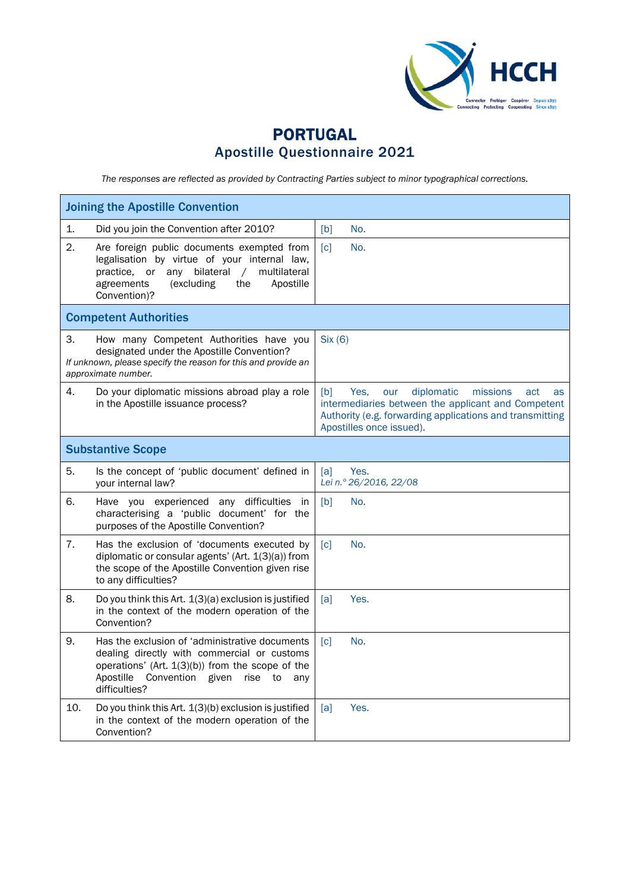# PORTUGAL

## Apostille Questionnaire 2021

*The responses are reflected as provided by Contracting Parties subject to minor typographical corrections.*

| **Joining the Apostille Convention** | | |
|---|---|---|
| 1. | Did you join the Convention after 2010? | [b] No. |
| 2. | Are foreign public documents exempted from legalisation by virtue of your internal law, practice, or any bilateral / multilateral agreements (excluding the Apostille Convention)? | [c] No. |
| **Competent Authorities** | | |
| 3. | How many Competent Authorities have you designated under the Apostille Convention? *If unknown, please specify the reason for this and provide an approximate number.* | Six (6) |
| 4. | Do your diplomatic missions abroad play a role in the Apostille issuance process? | [b] Yes, our diplomatic missions act as intermediaries between the applicant and Competent Authority (e.g. forwarding applications and transmitting Apostilles once issued). |
| **Substantive Scope** | | |
| 5. | Is the concept of 'public document' defined in your internal law? | [a] Yes. *Lei n.º 26/2016, 22/08* |
| 6. | Have you experienced any difficulties in characterising a 'public document' for the purposes of the Apostille Convention? | [b] No. |
| 7. | Has the exclusion of 'documents executed by diplomatic or consular agents' (Art. 1(3)(a)) from the scope of the Apostille Convention given rise to any difficulties? | [c] No. |
| 8. | Do you think this Art. 1(3)(a) exclusion is justified in the context of the modern operation of the Convention? | [a] Yes. |
| 9. | Has the exclusion of 'administrative documents dealing directly with commercial or customs operations' (Art. 1(3)(b)) from the scope of the Apostille Convention given rise to any difficulties? | [c] No. |
| 10. | Do you think this Art. 1(3)(b) exclusion is justified in the context of the modern operation of the Convention? | [a] Yes. |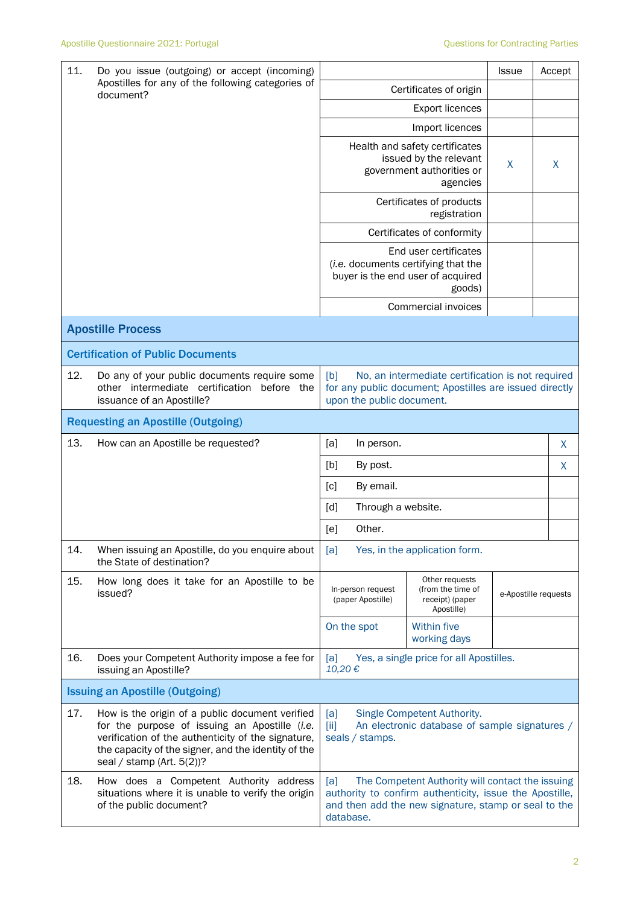| | | | Issue | Accept |
|---|---|---|---|---|
| 11. | Do you issue (outgoing) or accept (incoming) Apostilles for any of the following categories of document? | Certificates of origin | | |
| | | Export licences | | |
| | | Import licences | | |
| | | Health and safety certificates issued by the relevant government authorities or agencies | X | X |
| | | Certificates of products registration | | |
| | | Certificates of conformity | | |
| | | End user certificates (*i.e.* documents certifying that the buyer is the end user of acquired goods) | | |
| | | Commercial invoices | | |

## Apostille Process

### Certification of Public Documents

| | | |
|---|---|---|
| 12. | Do any of your public documents require some other intermediate certification before the issuance of an Apostille? | [b] No, an intermediate certification is not required for any public document; Apostilles are issued directly upon the public document. |

### Requesting an Apostille (Outgoing)

| | | | |
|---|---|---|---|
| 13. | How can an Apostille be requested? | [a] In person. | X |
| | | [b] By post. | X |
| | | [c] By email. | |
| | | [d] Through a website. | |
| | | [e] Other. | |
| 14. | When issuing an Apostille, do you enquire about the State of destination? | [a] Yes, in the application form. | |

| | | In-person request (paper Apostille) | Other requests (from the time of receipt) (paper Apostille) | e-Apostille requests |
|---|---|---|---|---|
| 15. | How long does it take for an Apostille to be issued? | On the spot | Within five working days | |

| | | |
|---|---|---|
| 16. | Does your Competent Authority impose a fee for issuing an Apostille? | [a] Yes, a single price for all Apostilles. *10,20 €* |

### Issuing an Apostille (Outgoing)

| | | |
|---|---|---|
| 17. | How is the origin of a public document verified for the purpose of issuing an Apostille (*i.e.* verification of the authenticity of the signature, the capacity of the signer, and the identity of the seal / stamp (Art. 5(2))? | [a] Single Competent Authority.<br>[ii] An electronic database of sample signatures / seals / stamps. |
| 18. | How does a Competent Authority address situations where it is unable to verify the origin of the public document? | [a] The Competent Authority will contact the issuing authority to confirm authenticity, issue the Apostille, and then add the new signature, stamp or seal to the database. |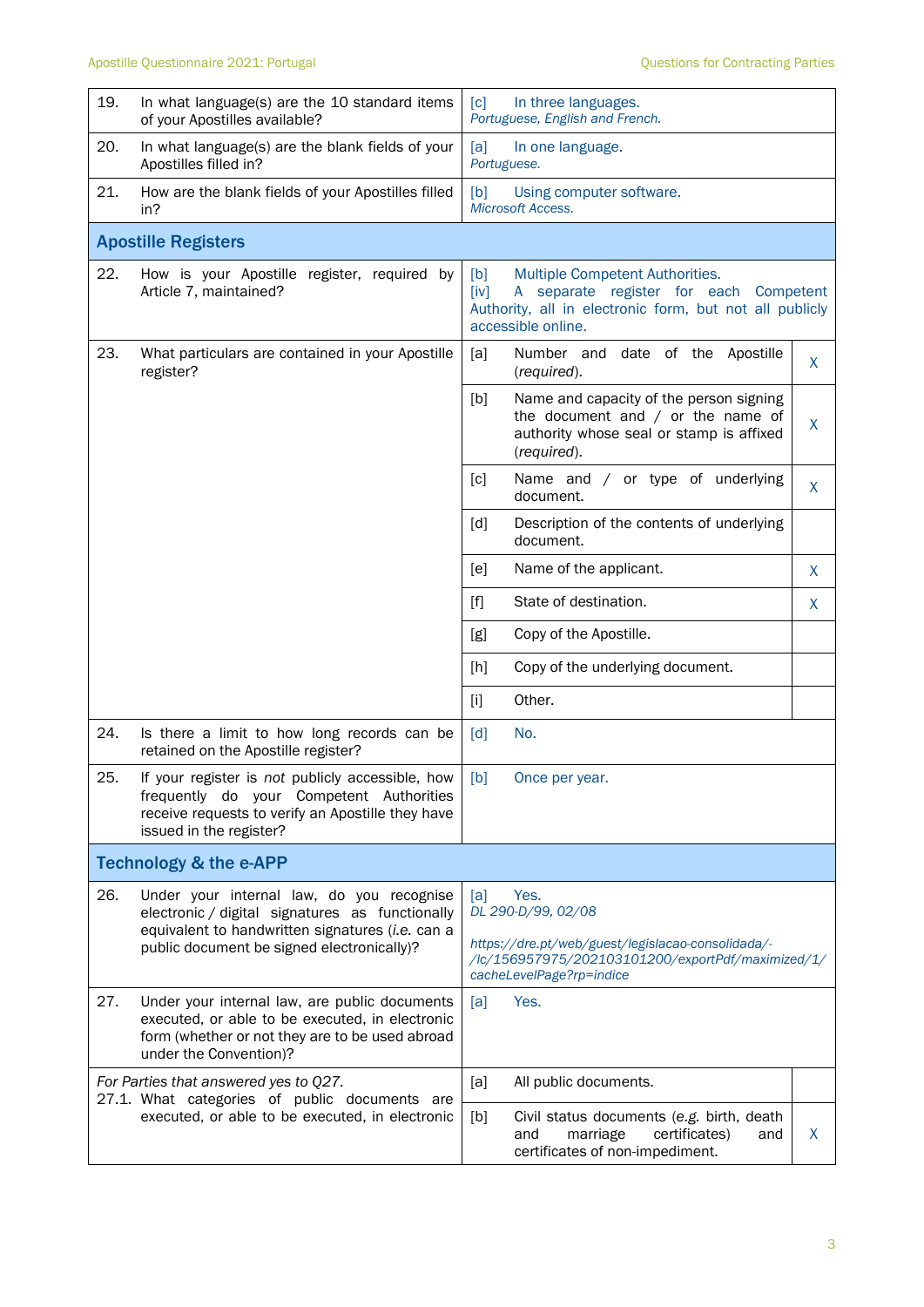| | | | |
|---|---|---|---|
| 19. | In what language(s) are the 10 standard items of your Apostilles available? | [c] In three languages. *Portuguese, English and French.* | |
| 20. | In what language(s) are the blank fields of your Apostilles filled in? | [a] In one language. *Portuguese.* | |
| 21. | How are the blank fields of your Apostilles filled in? | [b] Using computer software. *Microsoft Access.* | |
| **Apostille Registers** | | | |
| 22. | How is your Apostille register, required by Article 7, maintained? | [b] Multiple Competent Authorities. [iv] A separate register for each Competent Authority, all in electronic form, but not all publicly accessible online. | |
| 23. | What particulars are contained in your Apostille register? | [a] Number and date of the Apostille (*required*). | X |
| | | [b] Name and capacity of the person signing the document and / or the name of authority whose seal or stamp is affixed (*required*). | X |
| | | [c] Name and / or type of underlying document. | X |
| | | [d] Description of the contents of underlying document. | |
| | | [e] Name of the applicant. | X |
| | | [f] State of destination. | X |
| | | [g] Copy of the Apostille. | |
| | | [h] Copy of the underlying document. | |
| | | [i] Other. | |
| 24. | Is there a limit to how long records can be retained on the Apostille register? | [d] No. | |
| 25. | If your register is *not* publicly accessible, how frequently do your Competent Authorities receive requests to verify an Apostille they have issued in the register? | [b] Once per year. | |
| **Technology & the e-APP** | | | |
| 26. | Under your internal law, do you recognise electronic / digital signatures as functionally equivalent to handwritten signatures (*i.e.* can a public document be signed electronically)? | [a] Yes. *DL 290-D/99, 02/08* *https://dre.pt/web/guest/legislacao-consolidada/-/lc/156957975/202103101200/exportPdf/maximized/1/cacheLevelPage?rp=indice* | |
| 27. | Under your internal law, are public documents executed, or able to be executed, in electronic form (whether or not they are to be used abroad under the Convention)? | [a] Yes. | |
| | *For Parties that answered yes to Q27.* 27.1. What categories of public documents are executed, or able to be executed, in electronic | [a] All public documents. | |
| | | [b] Civil status documents (*e.g.* birth, death and marriage certificates) and certificates of non-impediment. | X |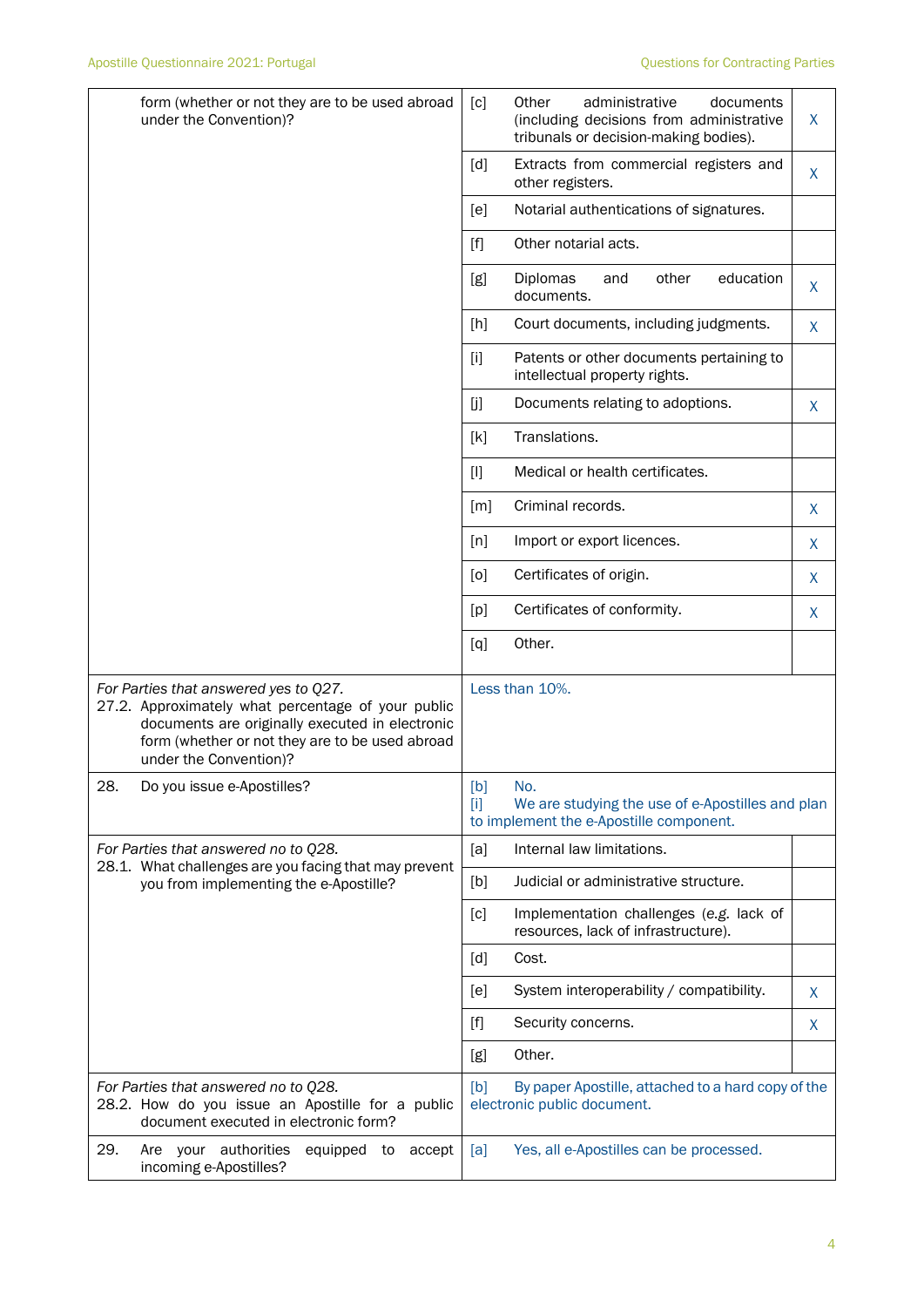| | | | |
|---|---|---|---|
| form (whether or not they are to be used abroad under the Convention)? | [c] | Other administrative documents (including decisions from administrative tribunals or decision-making bodies). | X |
| | [d] | Extracts from commercial registers and other registers. | X |
| | [e] | Notarial authentications of signatures. | |
| | [f] | Other notarial acts. | |
| | [g] | Diplomas and other education documents. | X |
| | [h] | Court documents, including judgments. | X |
| | [i] | Patents or other documents pertaining to intellectual property rights. | |
| | [j] | Documents relating to adoptions. | X |
| | [k] | Translations. | |
| | [l] | Medical or health certificates. | |
| | [m] | Criminal records. | X |
| | [n] | Import or export licences. | X |
| | [o] | Certificates of origin. | X |
| | [p] | Certificates of conformity. | X |
| | [q] | Other. | |
| *For Parties that answered yes to Q27.* 27.2. Approximately what percentage of your public documents are originally executed in electronic form (whether or not they are to be used abroad under the Convention)? | Less than 10%. | | |
| 28. Do you issue e-Apostilles? | [b] No. [i] We are studying the use of e-Apostilles and plan to implement the e-Apostille component. | | |
| *For Parties that answered no to Q28.* 28.1. What challenges are you facing that may prevent you from implementing the e-Apostille? | [a] | Internal law limitations. | |
| | [b] | Judicial or administrative structure. | |
| | [c] | Implementation challenges (*e.g.* lack of resources, lack of infrastructure). | |
| | [d] | Cost. | |
| | [e] | System interoperability / compatibility. | X |
| | [f] | Security concerns. | X |
| | [g] | Other. | |
| *For Parties that answered no to Q28.* 28.2. How do you issue an Apostille for a public document executed in electronic form? | [b] By paper Apostille, attached to a hard copy of the electronic public document. | | |
| 29. Are your authorities equipped to accept incoming e-Apostilles? | [a] Yes, all e-Apostilles can be processed. | | |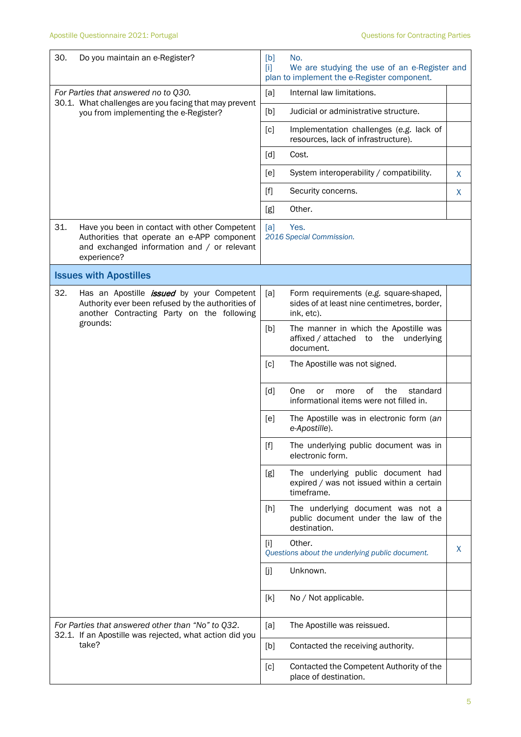| | | |
|---|---|---|
| 30. Do you maintain an e-Register? | [b] No.<br>[i] We are studying the use of an e-Register and plan to implement the e-Register component. | |
| *For Parties that answered no to Q30.*<br>30.1. What challenges are you facing that may prevent you from implementing the e-Register? | [a] Internal law limitations. | |
| | [b] Judicial or administrative structure. | |
| | [c] Implementation challenges (*e.g.* lack of resources, lack of infrastructure). | |
| | [d] Cost. | |
| | [e] System interoperability / compatibility. | X |
| | [f] Security concerns. | X |
| | [g] Other. | |
| 31. Have you been in contact with other Competent Authorities that operate an e-APP component and exchanged information and / or relevant experience? | [a] Yes.<br>*2016 Special Commission.* | |
| **Issues with Apostilles** | | |
| 32. Has an Apostille ***issued*** by your Competent Authority ever been refused by the authorities of another Contracting Party on the following grounds: | [a] Form requirements (*e.g.* square-shaped, sides of at least nine centimetres, border, ink, etc). | |
| | [b] The manner in which the Apostille was affixed / attached to the underlying document. | |
| | [c] The Apostille was not signed. | |
| | [d] One or more of the standard informational items were not filled in. | |
| | [e] The Apostille was in electronic form (*an e-Apostille*). | |
| | [f] The underlying public document was in electronic form. | |
| | [g] The underlying public document had expired / was not issued within a certain timeframe. | |
| | [h] The underlying document was not a public document under the law of the destination. | |
| | [i] Other.<br>*Questions about the underlying public document.* | X |
| | [j] Unknown. | |
| | [k] No / Not applicable. | |
| *For Parties that answered other than "No" to Q32.*<br>32.1. If an Apostille was rejected, what action did you take? | [a] The Apostille was reissued. | |
| | [b] Contacted the receiving authority. | |
| | [c] Contacted the Competent Authority of the place of destination. | |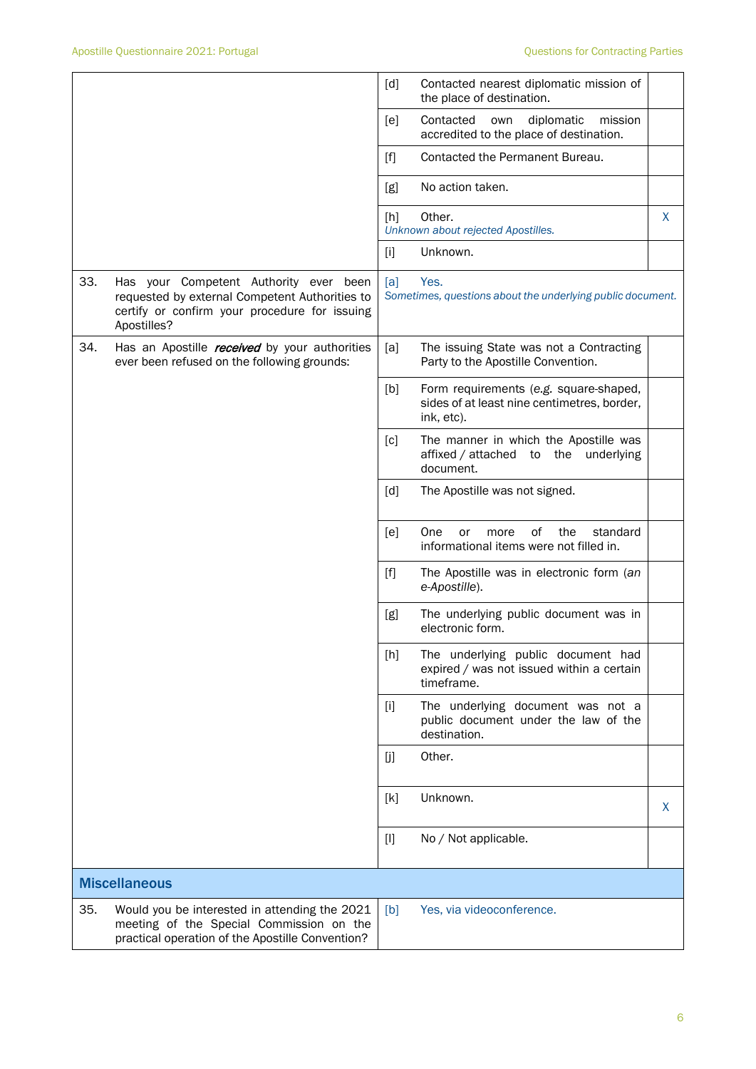| | | | |
|---|---|---|---|
| | [d] | Contacted nearest diplomatic mission of the place of destination. | |
| | [e] | Contacted own diplomatic mission accredited to the place of destination. | |
| | [f] | Contacted the Permanent Bureau. | |
| | [g] | No action taken. | |
| | [h] | Other. *Unknown about rejected Apostilles.* | X |
| | [i] | Unknown. | |
| 33. Has your Competent Authority ever been requested by external Competent Authorities to certify or confirm your procedure for issuing Apostilles? | [a] | Yes. *Sometimes, questions about the underlying public document.* | |
| 34. Has an Apostille ***received*** by your authorities ever been refused on the following grounds: | [a] | The issuing State was not a Contracting Party to the Apostille Convention. | |
| | [b] | Form requirements (*e.g.* square-shaped, sides of at least nine centimetres, border, ink, etc). | |
| | [c] | The manner in which the Apostille was affixed / attached to the underlying document. | |
| | [d] | The Apostille was not signed. | |
| | [e] | One or more of the standard informational items were not filled in. | |
| | [f] | The Apostille was in electronic form (*an e-Apostille*). | |
| | [g] | The underlying public document was in electronic form. | |
| | [h] | The underlying public document had expired / was not issued within a certain timeframe. | |
| | [i] | The underlying document was not a public document under the law of the destination. | |
| | [j] | Other. | |
| | [k] | Unknown. | X |
| | [l] | No / Not applicable. | |

## Miscellaneous

| | | |
|---|---|---|
| 35. Would you be interested in attending the 2021 meeting of the Special Commission on the practical operation of the Apostille Convention? | [b] | Yes, via videoconference. |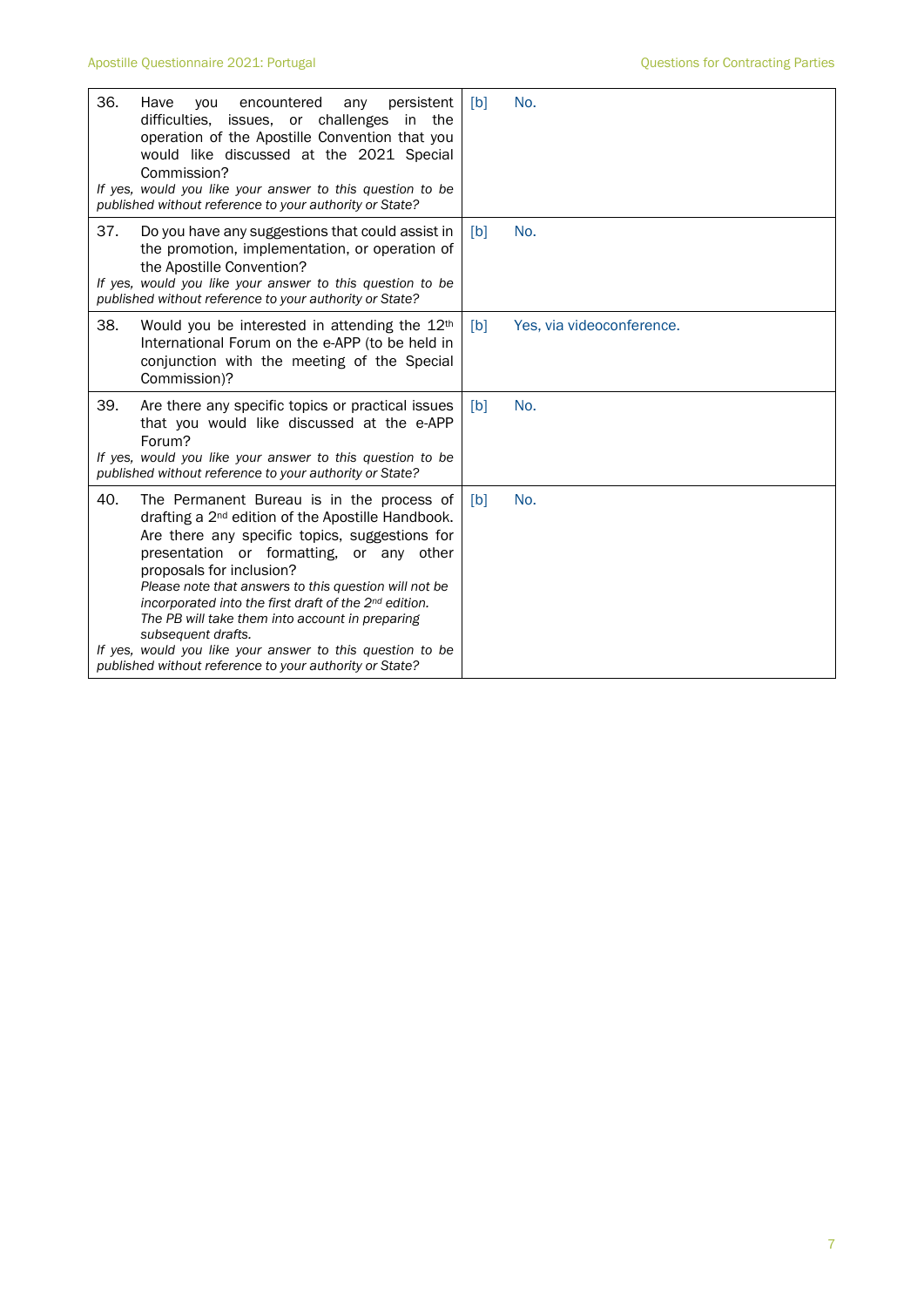| | | | |
|---|---|---|---|
| 36. | Have you encountered any persistent difficulties, issues, or challenges in the operation of the Apostille Convention that you would like discussed at the 2021 Special Commission?<br>*If yes, would you like your answer to this question to be published without reference to your authority or State?* | [b] | No. |
| 37. | Do you have any suggestions that could assist in the promotion, implementation, or operation of the Apostille Convention?<br>*If yes, would you like your answer to this question to be published without reference to your authority or State?* | [b] | No. |
| 38. | Would you be interested in attending the 12th International Forum on the e-APP (to be held in conjunction with the meeting of the Special Commission)? | [b] | Yes, via videoconference. |
| 39. | Are there any specific topics or practical issues that you would like discussed at the e-APP Forum?<br>*If yes, would you like your answer to this question to be published without reference to your authority or State?* | [b] | No. |
| 40. | The Permanent Bureau is in the process of drafting a 2nd edition of the Apostille Handbook. Are there any specific topics, suggestions for presentation or formatting, or any other proposals for inclusion?<br>*Please note that answers to this question will not be incorporated into the first draft of the 2nd edition. The PB will take them into account in preparing subsequent drafts.*<br>*If yes, would you like your answer to this question to be published without reference to your authority or State?* | [b] | No. |